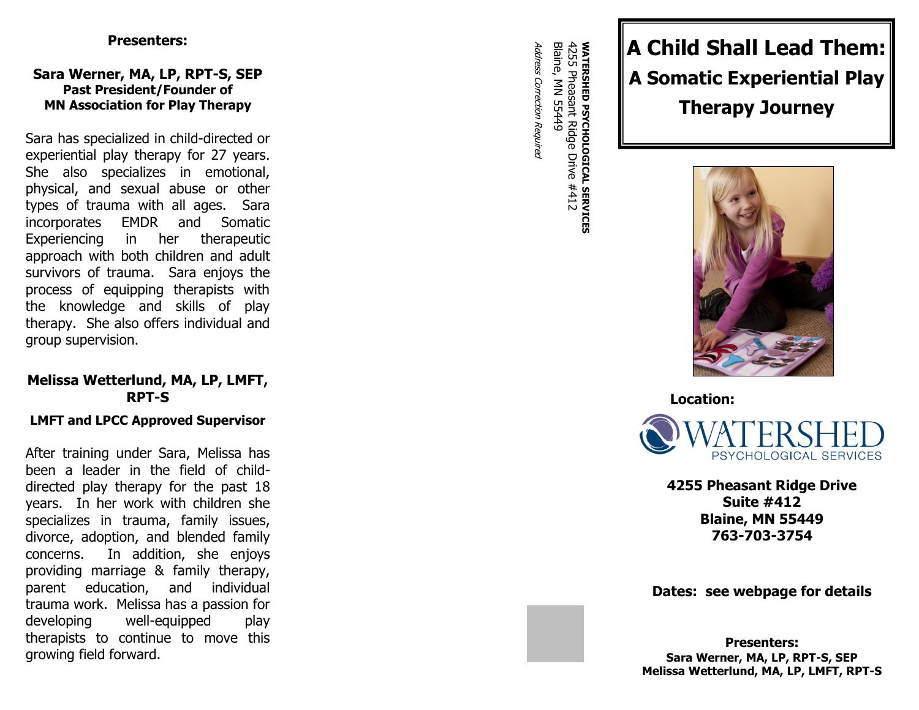**Presenters:**

**Sara Werner, MA, LP, RPT-S, SEP**
**Past President/Founder of**
**MN Association for Play Therapy**

Sara has specialized in child-directed or experiential play therapy for 27 years. She also specializes in emotional, physical, and sexual abuse or other types of trauma with all ages. Sara incorporates EMDR and Somatic Experiencing in her therapeutic approach with both children and adult survivors of trauma. Sara enjoys the process of equipping therapists with the knowledge and skills of play therapy. She also offers individual and group supervision.

**Melissa Wetterlund, MA, LP, LMFT, RPT-S**

**LMFT and LPCC Approved Supervisor**

After training under Sara, Melissa has been a leader in the field of child-directed play therapy for the past 18 years. In her work with children she specializes in trauma, family issues, divorce, adoption, and blended family concerns. In addition, she enjoys providing marriage & family therapy, parent education, and individual trauma work. Melissa has a passion for developing well-equipped play therapists to continue to move this growing field forward.

**WATERSHED PSYCHOLOGICAL SERVICES**
4255 Pheasant Ridge Drive #412
Blaine, MN 55449

*Address Correction Required*

# A Child Shall Lead Them:
## A Somatic Experiential Play Therapy Journey

**Location:**

WATERSHED
PSYCHOLOGICAL SERVICES

**4255 Pheasant Ridge Drive**
**Suite #412**
**Blaine, MN 55449**
**763-703-3754**

**Dates: see webpage for details**

**Presenters:**
**Sara Werner, MA, LP, RPT-S, SEP**
**Melissa Wetterlund, MA, LP, LMFT, RPT-S**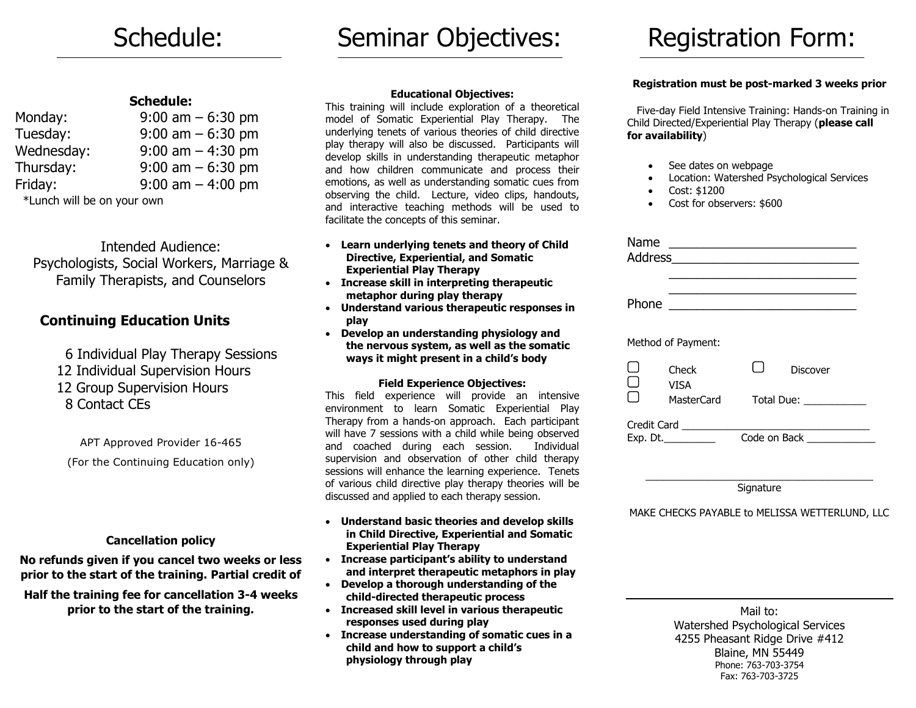# Schedule:

**Schedule:**

| | |
|---|---|
| Monday: | 9:00 am – 6:30 pm |
| Tuesday: | 9:00 am – 6:30 pm |
| Wednesday: | 9:00 am – 4:30 pm |
| Thursday: | 9:00 am – 6:30 pm |
| Friday: | 9:00 am – 4:00 pm |

*Lunch will be on your own

Intended Audience:
Psychologists, Social Workers, Marriage & Family Therapists, and Counselors

## Continuing Education Units

6 Individual Play Therapy Sessions
12 Individual Supervision Hours
12 Group Supervision Hours
8 Contact CEs

APT Approved Provider 16-465

(For the Continuing Education only)

**Cancellation policy**

**No refunds given if you cancel two weeks or less prior to the start of the training. Partial credit of Half the training fee for cancellation 3-4 weeks prior to the start of the training.**

# Seminar Objectives:

**Educational Objectives:**

This training will include exploration of a theoretical model of Somatic Experiential Play Therapy. The underlying tenets of various theories of child directive play therapy will also be discussed. Participants will develop skills in understanding therapeutic metaphor and how children communicate and process their emotions, as well as understanding somatic cues from observing the child. Lecture, video clips, handouts, and interactive teaching methods will be used to facilitate the concepts of this seminar.

- **Learn underlying tenets and theory of Child Directive, Experiential, and Somatic Experiential Play Therapy**
- **Increase skill in interpreting therapeutic metaphor during play therapy**
- **Understand various therapeutic responses in play**
- **Develop an understanding physiology and the nervous system, as well as the somatic ways it might present in a child's body**

**Field Experience Objectives:**

This field experience will provide an intensive environment to learn Somatic Experiential Play Therapy from a hands-on approach. Each participant will have 7 sessions with a child while being observed and coached during each session. Individual supervision and observation of other child therapy sessions will enhance the learning experience. Tenets of various child directive play therapy theories will be discussed and applied to each therapy session.

- **Understand basic theories and develop skills in Child Directive, Experiential and Somatic Experiential Play Therapy**
- **Increase participant's ability to understand and interpret therapeutic metaphors in play**
- **Develop a thorough understanding of the child-directed therapeutic process**
- **Increased skill level in various therapeutic responses used during play**
- **Increase understanding of somatic cues in a child and how to support a child's physiology through play**

# Registration Form:

**Registration must be post-marked 3 weeks prior**

Five-day Field Intensive Training: Hands-on Training in Child Directed/Experiential Play Therapy (**please call for availability**)

- See dates on webpage
- Location: Watershed Psychological Services
- Cost: $1200
- Cost for observers: $600

Name ___________________________
Address___________________________
___________________________
___________________________
Phone ___________________________

Method of Payment:

☐ Check ☐ Discover
☐ VISA
☐ MasterCard Total Due: ___________

Credit Card ______________________________
Exp. Dt._________ Code on Back ____________

_____________________________________
Signature

MAKE CHECKS PAYABLE to MELISSA WETTERLUND, LLC

Mail to:
Watershed Psychological Services
4255 Pheasant Ridge Drive #412
Blaine, MN 55449
Phone: 763-703-3754
Fax: 763-703-3725